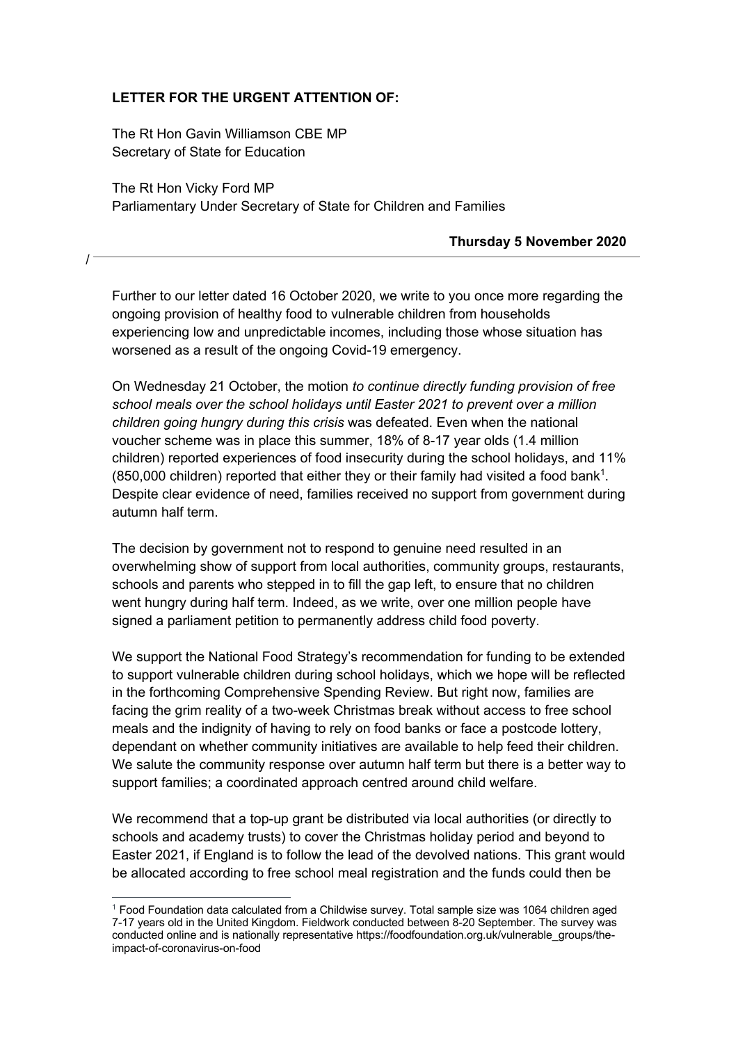**LETTER FOR THE URGENT ATTENTION OF:**

The Rt Hon Gavin Williamson CBE MP
Secretary of State for Education

The Rt Hon Vicky Ford MP
Parliamentary Under Secretary of State for Children and Families

**Thursday 5 November 2020**

/

Further to our letter dated 16 October 2020, we write to you once more regarding the ongoing provision of healthy food to vulnerable children from households experiencing low and unpredictable incomes, including those whose situation has worsened as a result of the ongoing Covid-19 emergency.

On Wednesday 21 October, the motion *to continue directly funding provision of free school meals over the school holidays until Easter 2021 to prevent over a million children going hungry during this crisis* was defeated. Even when the national voucher scheme was in place this summer, 18% of 8-17 year olds (1.4 million children) reported experiences of food insecurity during the school holidays, and 11% (850,000 children) reported that either they or their family had visited a food bank[1]. Despite clear evidence of need, families received no support from government during autumn half term.

The decision by government not to respond to genuine need resulted in an overwhelming show of support from local authorities, community groups, restaurants, schools and parents who stepped in to fill the gap left, to ensure that no children went hungry during half term. Indeed, as we write, over one million people have signed a parliament petition to permanently address child food poverty.

We support the National Food Strategy's recommendation for funding to be extended to support vulnerable children during school holidays, which we hope will be reflected in the forthcoming Comprehensive Spending Review. But right now, families are facing the grim reality of a two-week Christmas break without access to free school meals and the indignity of having to rely on food banks or face a postcode lottery, dependant on whether community initiatives are available to help feed their children. We salute the community response over autumn half term but there is a better way to support families; a coordinated approach centred around child welfare.

We recommend that a top-up grant be distributed via local authorities (or directly to schools and academy trusts) to cover the Christmas holiday period and beyond to Easter 2021, if England is to follow the lead of the devolved nations. This grant would be allocated according to free school meal registration and the funds could then be

[1] Food Foundation data calculated from a Childwise survey. Total sample size was 1064 children aged 7-17 years old in the United Kingdom. Fieldwork conducted between 8-20 September. The survey was conducted online and is nationally representative https://foodfoundation.org.uk/vulnerable_groups/the-impact-of-coronavirus-on-food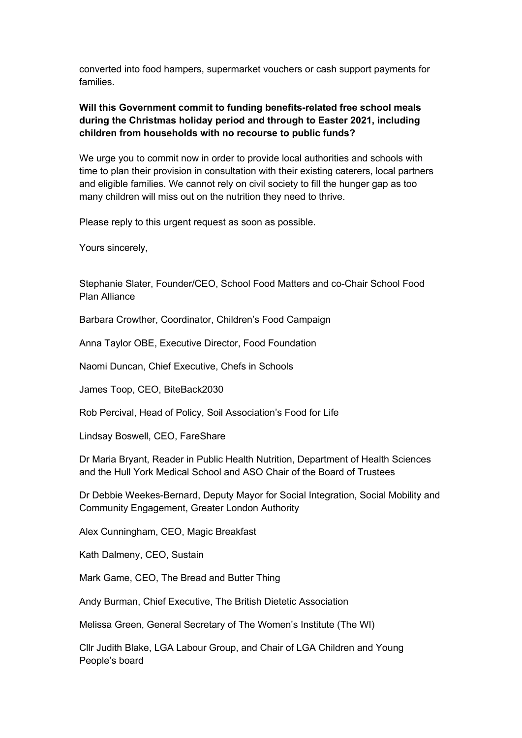converted into food hampers, supermarket vouchers or cash support payments for families.

**Will this Government commit to funding benefits-related free school meals during the Christmas holiday period and through to Easter 2021, including children from households with no recourse to public funds?**

We urge you to commit now in order to provide local authorities and schools with time to plan their provision in consultation with their existing caterers, local partners and eligible families. We cannot rely on civil society to fill the hunger gap as too many children will miss out on the nutrition they need to thrive.

Please reply to this urgent request as soon as possible.

Yours sincerely,

Stephanie Slater, Founder/CEO, School Food Matters and co-Chair School Food Plan Alliance

Barbara Crowther, Coordinator, Children's Food Campaign

Anna Taylor OBE, Executive Director, Food Foundation

Naomi Duncan, Chief Executive, Chefs in Schools

James Toop, CEO, BiteBack2030

Rob Percival, Head of Policy, Soil Association's Food for Life

Lindsay Boswell, CEO, FareShare

Dr Maria Bryant, Reader in Public Health Nutrition, Department of Health Sciences and the Hull York Medical School and ASO Chair of the Board of Trustees

Dr Debbie Weekes-Bernard, Deputy Mayor for Social Integration, Social Mobility and Community Engagement, Greater London Authority

Alex Cunningham, CEO, Magic Breakfast

Kath Dalmeny, CEO, Sustain

Mark Game, CEO, The Bread and Butter Thing

Andy Burman, Chief Executive, The British Dietetic Association

Melissa Green, General Secretary of The Women's Institute (The WI)

Cllr Judith Blake, LGA Labour Group, and Chair of LGA Children and Young People's board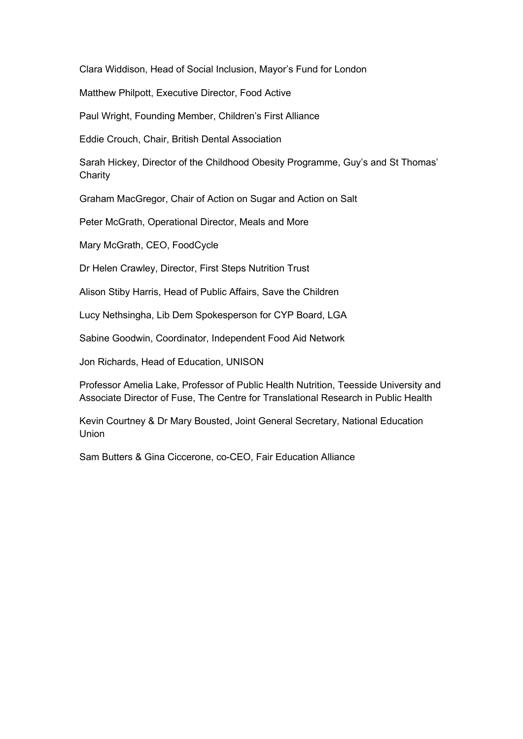Clara Widdison, Head of Social Inclusion, Mayor's Fund for London

Matthew Philpott, Executive Director, Food Active

Paul Wright, Founding Member, Children's First Alliance

Eddie Crouch, Chair, British Dental Association

Sarah Hickey, Director of the Childhood Obesity Programme, Guy's and St Thomas' Charity

Graham MacGregor, Chair of Action on Sugar and Action on Salt

Peter McGrath, Operational Director, Meals and More

Mary McGrath, CEO, FoodCycle

Dr Helen Crawley, Director, First Steps Nutrition Trust

Alison Stiby Harris, Head of Public Affairs, Save the Children

Lucy Nethsingha, Lib Dem Spokesperson for CYP Board, LGA

Sabine Goodwin, Coordinator, Independent Food Aid Network

Jon Richards, Head of Education, UNISON

Professor Amelia Lake, Professor of Public Health Nutrition, Teesside University and Associate Director of Fuse, The Centre for Translational Research in Public Health

Kevin Courtney & Dr Mary Bousted, Joint General Secretary, National Education Union

Sam Butters & Gina Ciccerone, co-CEO, Fair Education Alliance